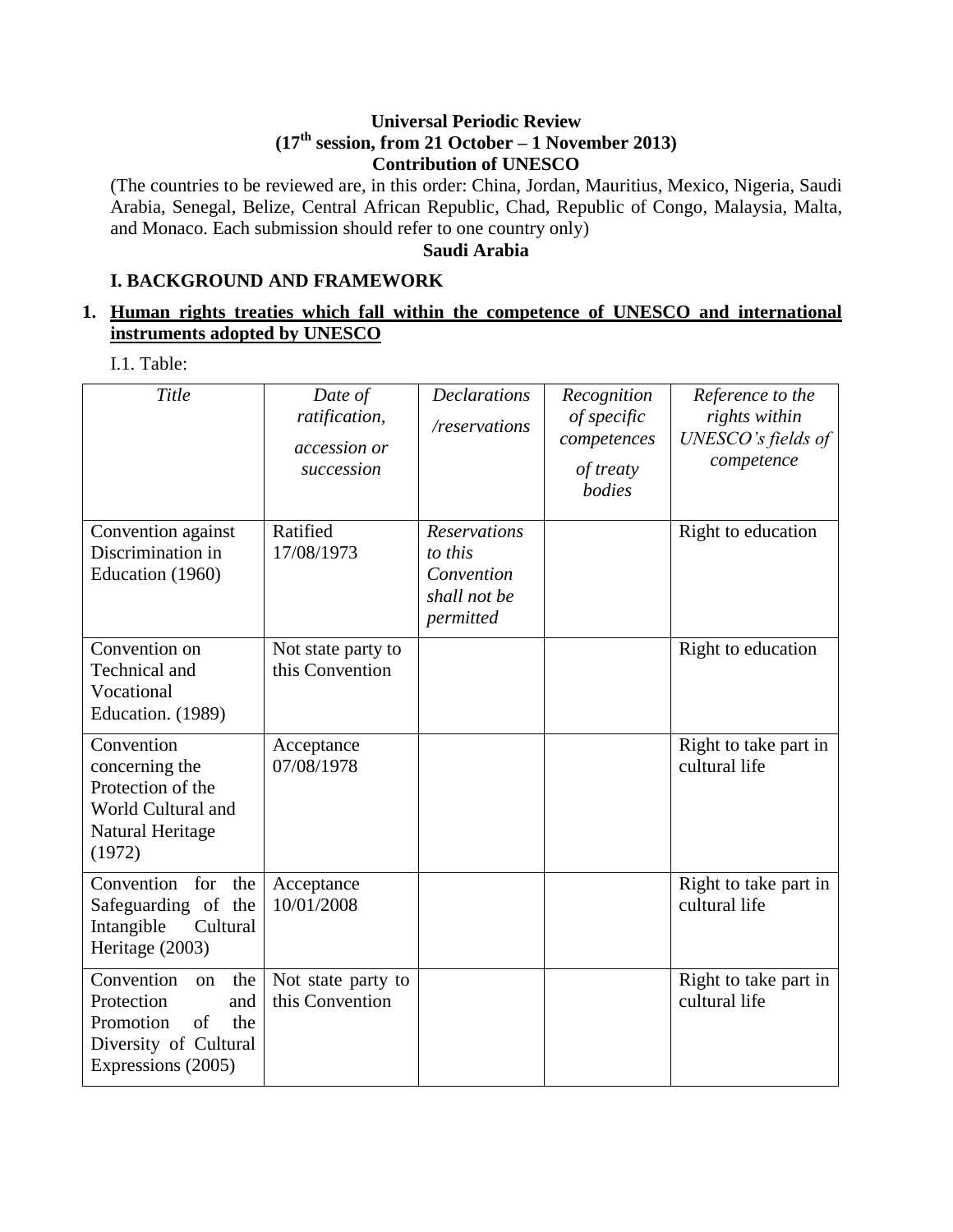**Universal Periodic Review**
**(17th session, from 21 October – 1 November 2013)**
**Contribution of UNESCO**

(The countries to be reviewed are, in this order: China, Jordan, Mauritius, Mexico, Nigeria, Saudi Arabia, Senegal, Belize, Central African Republic, Chad, Republic of Congo, Malaysia, Malta, and Monaco. Each submission should refer to one country only)

**Saudi Arabia**

## I. BACKGROUND AND FRAMEWORK

### 1. Human rights treaties which fall within the competence of UNESCO and international instruments adopted by UNESCO

I.1. Table:

| *Title* | *Date of ratification, accession or succession* | *Declarations /reservations* | *Recognition of specific competences of treaty bodies* | *Reference to the rights within UNESCO's fields of competence* |
|---|---|---|---|---|
| Convention against Discrimination in Education (1960) | Ratified 17/08/1973 | *Reservations to this Convention shall not be permitted* | | Right to education |
| Convention on Technical and Vocational Education. (1989) | Not state party to this Convention | | | Right to education |
| Convention concerning the Protection of the World Cultural and Natural Heritage (1972) | Acceptance 07/08/1978 | | | Right to take part in cultural life |
| Convention for the Safeguarding of the Intangible Cultural Heritage (2003) | Acceptance 10/01/2008 | | | Right to take part in cultural life |
| Convention on the Protection and Promotion of the Diversity of Cultural Expressions (2005) | Not state party to this Convention | | | Right to take part in cultural life |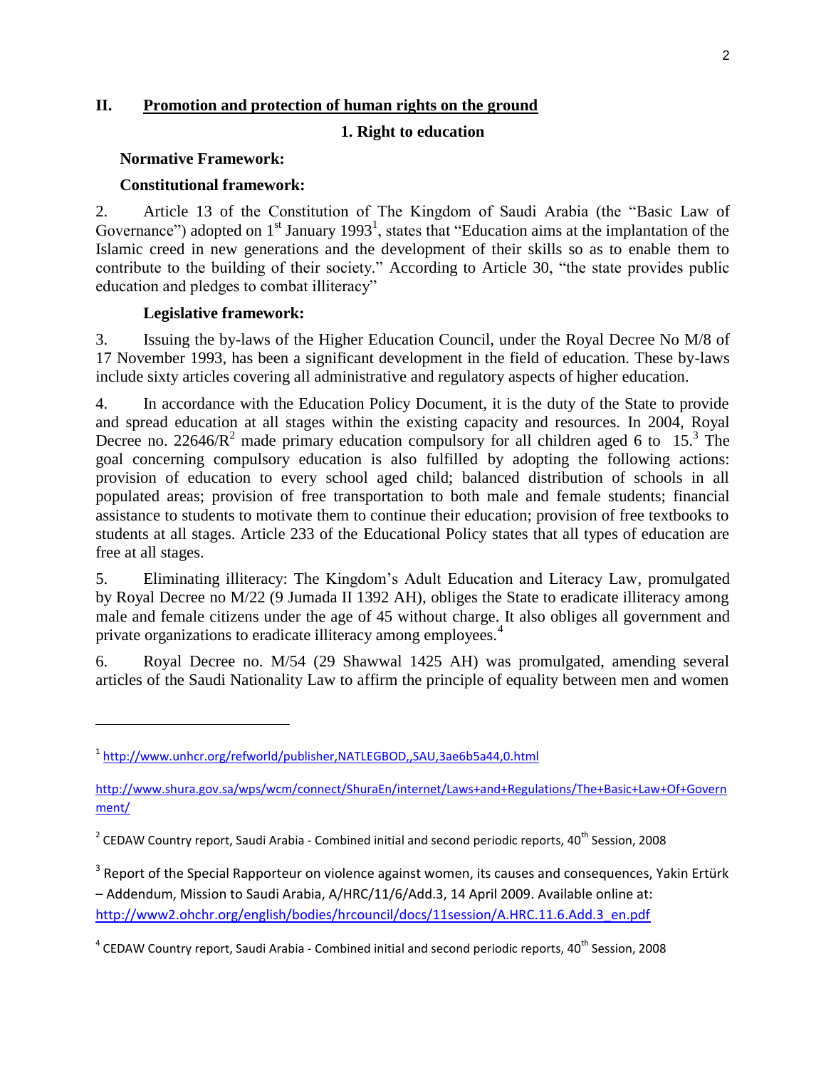## II. Promotion and protection of human rights on the ground

### 1. Right to education

**Normative Framework:**

**Constitutional framework:**

2. Article 13 of the Constitution of The Kingdom of Saudi Arabia (the "Basic Law of Governance") adopted on 1st January 1993[1], states that "Education aims at the implantation of the Islamic creed in new generations and the development of their skills so as to enable them to contribute to the building of their society." According to Article 30, "the state provides public education and pledges to combat illiteracy"

**Legislative framework:**

3. Issuing the by-laws of the Higher Education Council, under the Royal Decree No M/8 of 17 November 1993, has been a significant development in the field of education. These by-laws include sixty articles covering all administrative and regulatory aspects of higher education.

4. In accordance with the Education Policy Document, it is the duty of the State to provide and spread education at all stages within the existing capacity and resources. In 2004, Royal Decree no. 22646/R[2] made primary education compulsory for all children aged 6 to 15.[3] The goal concerning compulsory education is also fulfilled by adopting the following actions: provision of education to every school aged child; balanced distribution of schools in all populated areas; provision of free transportation to both male and female students; financial assistance to students to motivate them to continue their education; provision of free textbooks to students at all stages. Article 233 of the Educational Policy states that all types of education are free at all stages.

5. Eliminating illiteracy: The Kingdom's Adult Education and Literacy Law, promulgated by Royal Decree no M/22 (9 Jumada II 1392 AH), obliges the State to eradicate illiteracy among male and female citizens under the age of 45 without charge. It also obliges all government and private organizations to eradicate illiteracy among employees.[4]

6. Royal Decree no. M/54 (29 Shawwal 1425 AH) was promulgated, amending several articles of the Saudi Nationality Law to affirm the principle of equality between men and women

---

[1] http://www.unhcr.org/refworld/publisher,NATLEGBOD,,SAU,3ae6b5a44,0.html

http://www.shura.gov.sa/wps/wcm/connect/ShuraEn/internet/Laws+and+Regulations/The+Basic+Law+Of+Government/

[2] CEDAW Country report, Saudi Arabia - Combined initial and second periodic reports, 40th Session, 2008

[3] Report of the Special Rapporteur on violence against women, its causes and consequences, Yakin Ertürk – Addendum, Mission to Saudi Arabia, A/HRC/11/6/Add.3, 14 April 2009. Available online at: http://www2.ohchr.org/english/bodies/hrcouncil/docs/11session/A.HRC.11.6.Add.3_en.pdf

[4] CEDAW Country report, Saudi Arabia - Combined initial and second periodic reports, 40th Session, 2008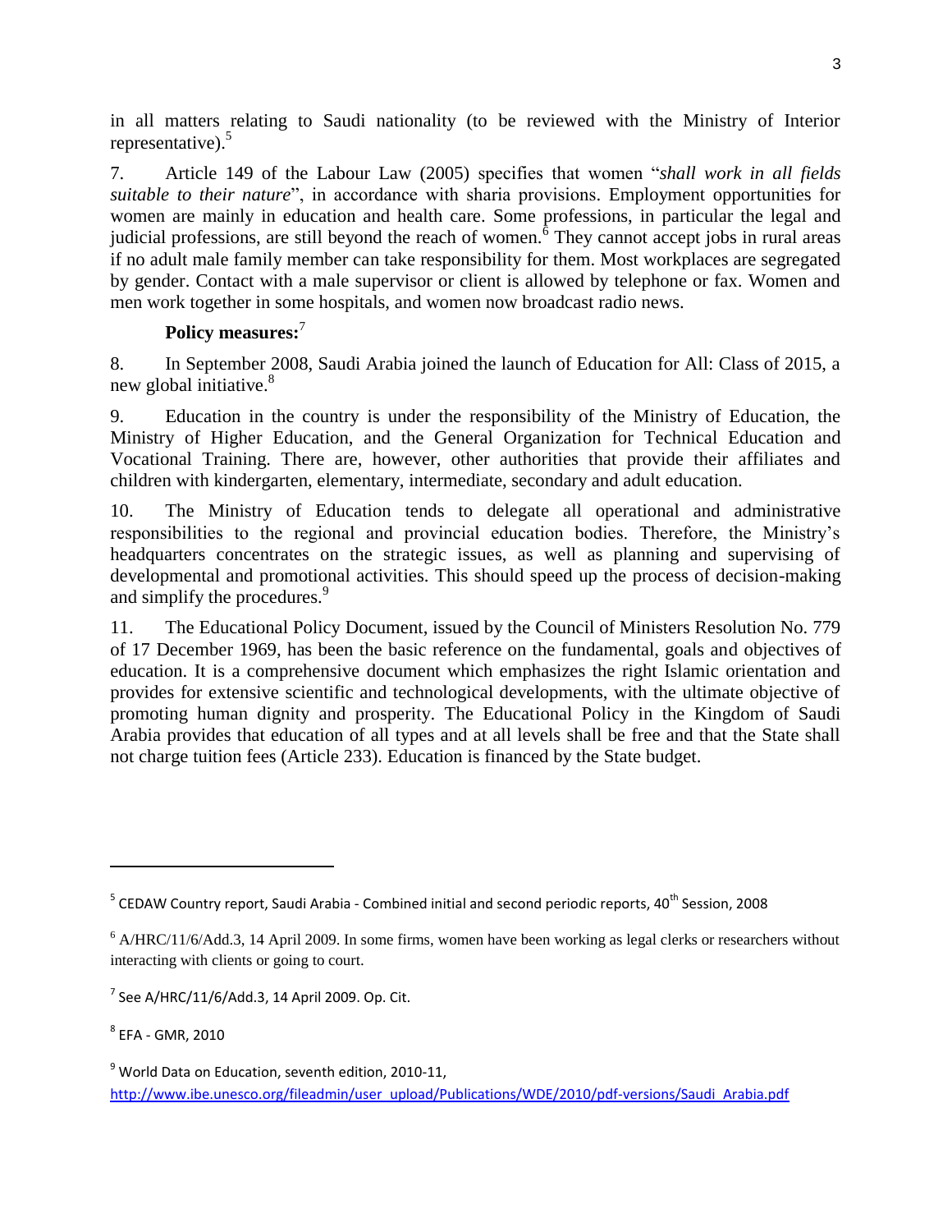in all matters relating to Saudi nationality (to be reviewed with the Ministry of Interior representative).[5]

7. Article 149 of the Labour Law (2005) specifies that women "*shall work in all fields suitable to their nature*", in accordance with sharia provisions. Employment opportunities for women are mainly in education and health care. Some professions, in particular the legal and judicial professions, are still beyond the reach of women.[6] They cannot accept jobs in rural areas if no adult male family member can take responsibility for them. Most workplaces are segregated by gender. Contact with a male supervisor or client is allowed by telephone or fax. Women and men work together in some hospitals, and women now broadcast radio news.

**Policy measures:**[7]

8. In September 2008, Saudi Arabia joined the launch of Education for All: Class of 2015, a new global initiative.[8]

9. Education in the country is under the responsibility of the Ministry of Education, the Ministry of Higher Education, and the General Organization for Technical Education and Vocational Training. There are, however, other authorities that provide their affiliates and children with kindergarten, elementary, intermediate, secondary and adult education.

10. The Ministry of Education tends to delegate all operational and administrative responsibilities to the regional and provincial education bodies. Therefore, the Ministry's headquarters concentrates on the strategic issues, as well as planning and supervising of developmental and promotional activities. This should speed up the process of decision-making and simplify the procedures.[9]

11. The Educational Policy Document, issued by the Council of Ministers Resolution No. 779 of 17 December 1969, has been the basic reference on the fundamental, goals and objectives of education. It is a comprehensive document which emphasizes the right Islamic orientation and provides for extensive scientific and technological developments, with the ultimate objective of promoting human dignity and prosperity. The Educational Policy in the Kingdom of Saudi Arabia provides that education of all types and at all levels shall be free and that the State shall not charge tuition fees (Article 233). Education is financed by the State budget.

---

[5] CEDAW Country report, Saudi Arabia - Combined initial and second periodic reports, 40th Session, 2008

[6] A/HRC/11/6/Add.3, 14 April 2009. In some firms, women have been working as legal clerks or researchers without interacting with clients or going to court.

[7] See A/HRC/11/6/Add.3, 14 April 2009. Op. Cit.

[8] EFA - GMR, 2010

[9] World Data on Education, seventh edition, 2010-11, http://www.ibe.unesco.org/fileadmin/user_upload/Publications/WDE/2010/pdf-versions/Saudi_Arabia.pdf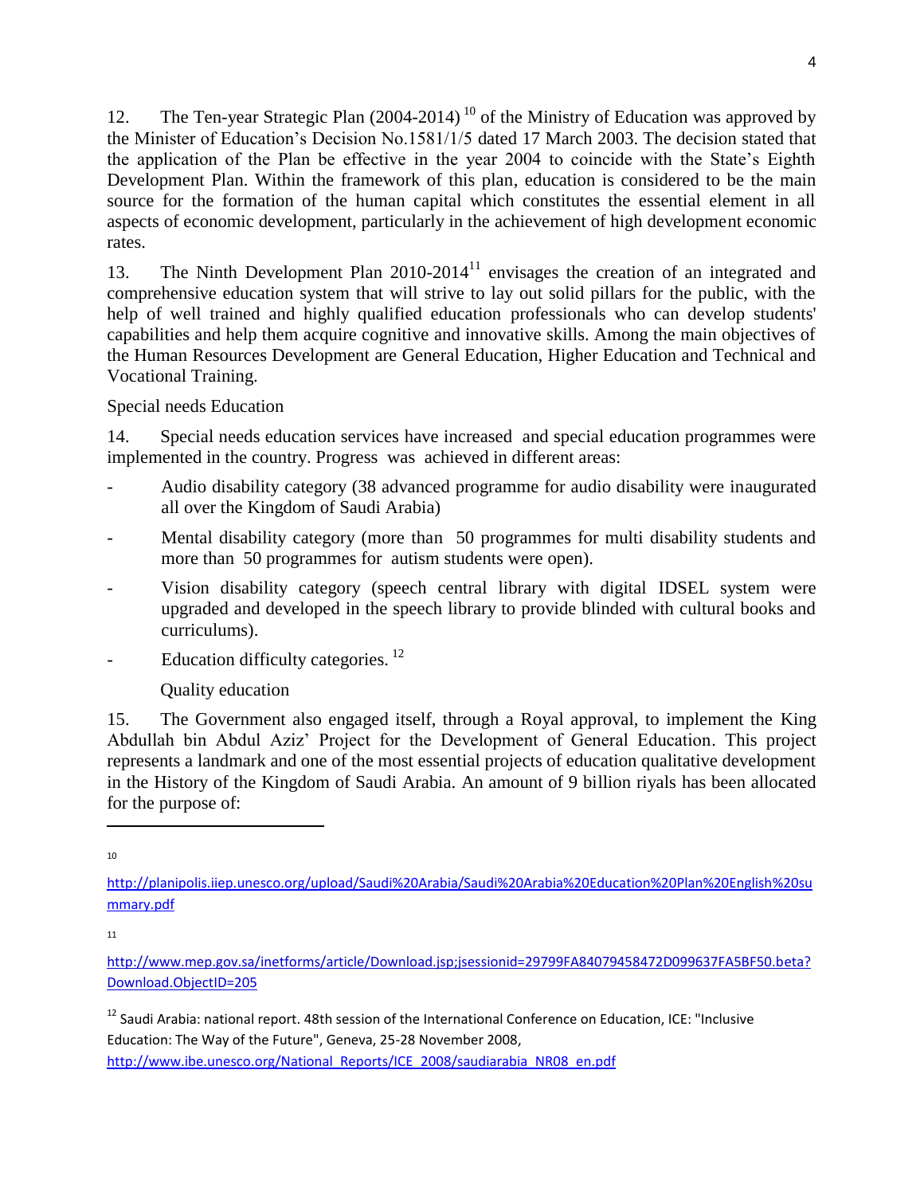12. The Ten-year Strategic Plan (2004-2014) [10] of the Ministry of Education was approved by the Minister of Education's Decision No.1581/1/5 dated 17 March 2003. The decision stated that the application of the Plan be effective in the year 2004 to coincide with the State's Eighth Development Plan. Within the framework of this plan, education is considered to be the main source for the formation of the human capital which constitutes the essential element in all aspects of economic development, particularly in the achievement of high development economic rates.

13. The Ninth Development Plan 2010-2014[11] envisages the creation of an integrated and comprehensive education system that will strive to lay out solid pillars for the public, with the help of well trained and highly qualified education professionals who can develop students' capabilities and help them acquire cognitive and innovative skills. Among the main objectives of the Human Resources Development are General Education, Higher Education and Technical and Vocational Training.

Special needs Education

14. Special needs education services have increased and special education programmes were implemented in the country. Progress was achieved in different areas:

- Audio disability category (38 advanced programme for audio disability were inaugurated all over the Kingdom of Saudi Arabia)
- Mental disability category (more than 50 programmes for multi disability students and more than 50 programmes for autism students were open).
- Vision disability category (speech central library with digital IDSEL system were upgraded and developed in the speech library to provide blinded with cultural books and curriculums).
- Education difficulty categories. [12]

Quality education

15. The Government also engaged itself, through a Royal approval, to implement the King Abdullah bin Abdul Aziz' Project for the Development of General Education. This project represents a landmark and one of the most essential projects of education qualitative development in the History of the Kingdom of Saudi Arabia. An amount of 9 billion riyals has been allocated for the purpose of:

---

[10] http://planipolis.iiep.unesco.org/upload/Saudi%20Arabia/Saudi%20Arabia%20Education%20Plan%20English%20summary.pdf

[11] http://www.mep.gov.sa/inetforms/article/Download.jsp;jsessionid=29799FA84079458472D099637FA5BF50.beta?Download.ObjectID=205

[12] Saudi Arabia: national report. 48th session of the International Conference on Education, ICE: "Inclusive Education: The Way of the Future", Geneva, 25-28 November 2008, http://www.ibe.unesco.org/National_Reports/ICE_2008/saudiarabia_NR08_en.pdf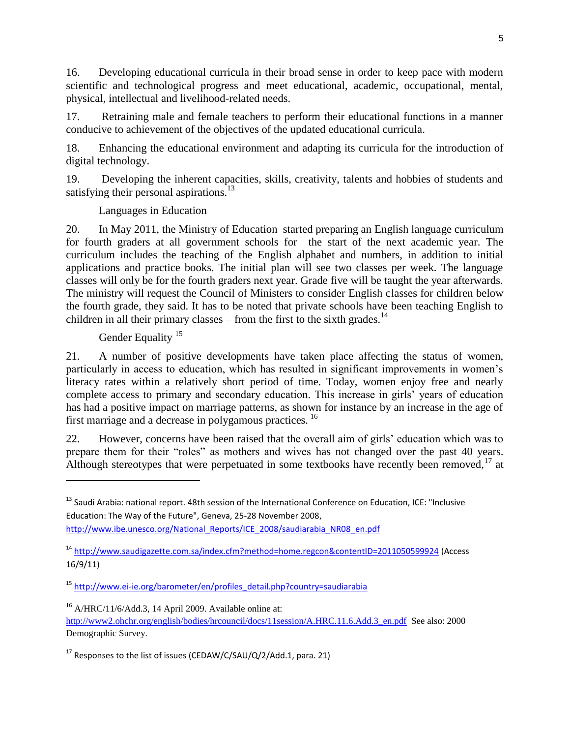16. Developing educational curricula in their broad sense in order to keep pace with modern scientific and technological progress and meet educational, academic, occupational, mental, physical, intellectual and livelihood-related needs.

17. Retraining male and female teachers to perform their educational functions in a manner conducive to achievement of the objectives of the updated educational curricula.

18. Enhancing the educational environment and adapting its curricula for the introduction of digital technology.

19. Developing the inherent capacities, skills, creativity, talents and hobbies of students and satisfying their personal aspirations.[13]

### Languages in Education

20. In May 2011, the Ministry of Education started preparing an English language curriculum for fourth graders at all government schools for the start of the next academic year. The curriculum includes the teaching of the English alphabet and numbers, in addition to initial applications and practice books. The initial plan will see two classes per week. The language classes will only be for the fourth graders next year. Grade five will be taught the year afterwards. The ministry will request the Council of Ministers to consider English classes for children below the fourth grade, they said. It has to be noted that private schools have been teaching English to children in all their primary classes – from the first to the sixth grades.[14]

### Gender Equality [15]

21. A number of positive developments have taken place affecting the status of women, particularly in access to education, which has resulted in significant improvements in women's literacy rates within a relatively short period of time. Today, women enjoy free and nearly complete access to primary and secondary education. This increase in girls' years of education has had a positive impact on marriage patterns, as shown for instance by an increase in the age of first marriage and a decrease in polygamous practices. [16]

22. However, concerns have been raised that the overall aim of girls' education which was to prepare them for their "roles" as mothers and wives has not changed over the past 40 years. Although stereotypes that were perpetuated in some textbooks have recently been removed,[17] at

---

[13] Saudi Arabia: national report. 48th session of the International Conference on Education, ICE: "Inclusive Education: The Way of the Future", Geneva, 25-28 November 2008, http://www.ibe.unesco.org/National_Reports/ICE_2008/saudiarabia_NR08_en.pdf

[14] http://www.saudigazette.com.sa/index.cfm?method=home.regcon&contentID=2011050599924 (Access 16/9/11)

[15] http://www.ei-ie.org/barometer/en/profiles_detail.php?country=saudiarabia

[16] A/HRC/11/6/Add.3, 14 April 2009. Available online at: http://www2.ohchr.org/english/bodies/hrcouncil/docs/11session/A.HRC.11.6.Add.3_en.pdf See also: 2000 Demographic Survey.

[17] Responses to the list of issues (CEDAW/C/SAU/Q/2/Add.1, para. 21)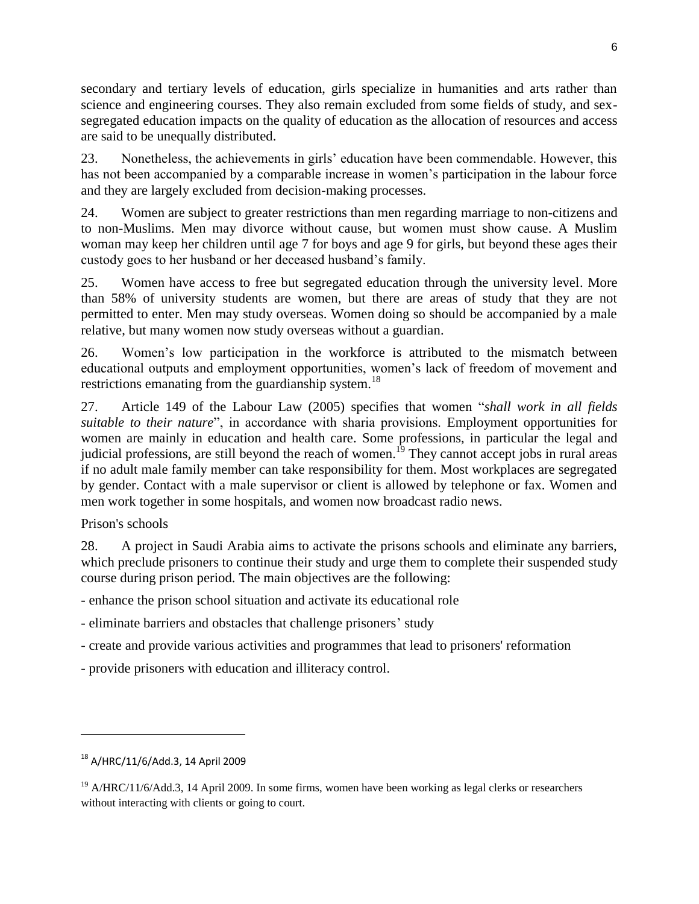secondary and tertiary levels of education, girls specialize in humanities and arts rather than science and engineering courses. They also remain excluded from some fields of study, and sex-segregated education impacts on the quality of education as the allocation of resources and access are said to be unequally distributed.

23. Nonetheless, the achievements in girls' education have been commendable. However, this has not been accompanied by a comparable increase in women's participation in the labour force and they are largely excluded from decision-making processes.

24. Women are subject to greater restrictions than men regarding marriage to non-citizens and to non-Muslims. Men may divorce without cause, but women must show cause. A Muslim woman may keep her children until age 7 for boys and age 9 for girls, but beyond these ages their custody goes to her husband or her deceased husband's family.

25. Women have access to free but segregated education through the university level. More than 58% of university students are women, but there are areas of study that they are not permitted to enter. Men may study overseas. Women doing so should be accompanied by a male relative, but many women now study overseas without a guardian.

26. Women's low participation in the workforce is attributed to the mismatch between educational outputs and employment opportunities, women's lack of freedom of movement and restrictions emanating from the guardianship system.[18]

27. Article 149 of the Labour Law (2005) specifies that women "*shall work in all fields suitable to their nature*", in accordance with sharia provisions. Employment opportunities for women are mainly in education and health care. Some professions, in particular the legal and judicial professions, are still beyond the reach of women.[19] They cannot accept jobs in rural areas if no adult male family member can take responsibility for them. Most workplaces are segregated by gender. Contact with a male supervisor or client is allowed by telephone or fax. Women and men work together in some hospitals, and women now broadcast radio news.

Prison's schools

28. A project in Saudi Arabia aims to activate the prisons schools and eliminate any barriers, which preclude prisoners to continue their study and urge them to complete their suspended study course during prison period. The main objectives are the following:

- enhance the prison school situation and activate its educational role
- eliminate barriers and obstacles that challenge prisoners' study
- create and provide various activities and programmes that lead to prisoners' reformation
- provide prisoners with education and illiteracy control.

---

[18] A/HRC/11/6/Add.3, 14 April 2009

[19] A/HRC/11/6/Add.3, 14 April 2009. In some firms, women have been working as legal clerks or researchers without interacting with clients or going to court.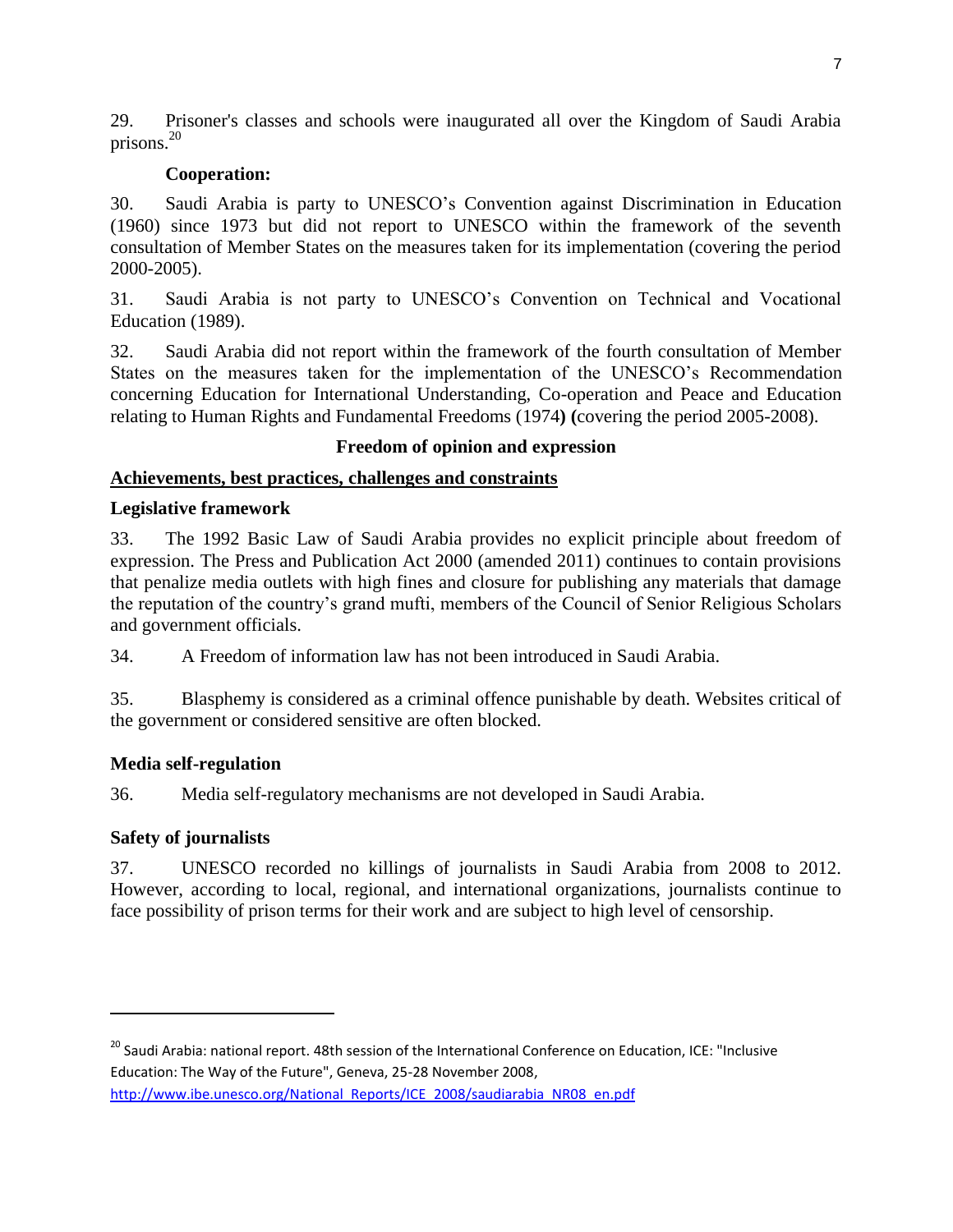29. Prisoner's classes and schools were inaugurated all over the Kingdom of Saudi Arabia prisons.[20]

**Cooperation:**

30. Saudi Arabia is party to UNESCO's Convention against Discrimination in Education (1960) since 1973 but did not report to UNESCO within the framework of the seventh consultation of Member States on the measures taken for its implementation (covering the period 2000-2005).

31. Saudi Arabia is not party to UNESCO's Convention on Technical and Vocational Education (1989).

32. Saudi Arabia did not report within the framework of the fourth consultation of Member States on the measures taken for the implementation of the UNESCO's Recommendation concerning Education for International Understanding, Co-operation and Peace and Education relating to Human Rights and Fundamental Freedoms (1974**) (**covering the period 2005-2008).

## Freedom of opinion and expression

### Achievements, best practices, challenges and constraints

**Legislative framework**

33. The 1992 Basic Law of Saudi Arabia provides no explicit principle about freedom of expression. The Press and Publication Act 2000 (amended 2011) continues to contain provisions that penalize media outlets with high fines and closure for publishing any materials that damage the reputation of the country's grand mufti, members of the Council of Senior Religious Scholars and government officials.

34. A Freedom of information law has not been introduced in Saudi Arabia.

35. Blasphemy is considered as a criminal offence punishable by death. Websites critical of the government or considered sensitive are often blocked.

**Media self-regulation**

36. Media self-regulatory mechanisms are not developed in Saudi Arabia.

**Safety of journalists**

37. UNESCO recorded no killings of journalists in Saudi Arabia from 2008 to 2012. However, according to local, regional, and international organizations, journalists continue to face possibility of prison terms for their work and are subject to high level of censorship.

---

[20] Saudi Arabia: national report. 48th session of the International Conference on Education, ICE: "Inclusive Education: The Way of the Future", Geneva, 25-28 November 2008, http://www.ibe.unesco.org/National_Reports/ICE_2008/saudiarabia_NR08_en.pdf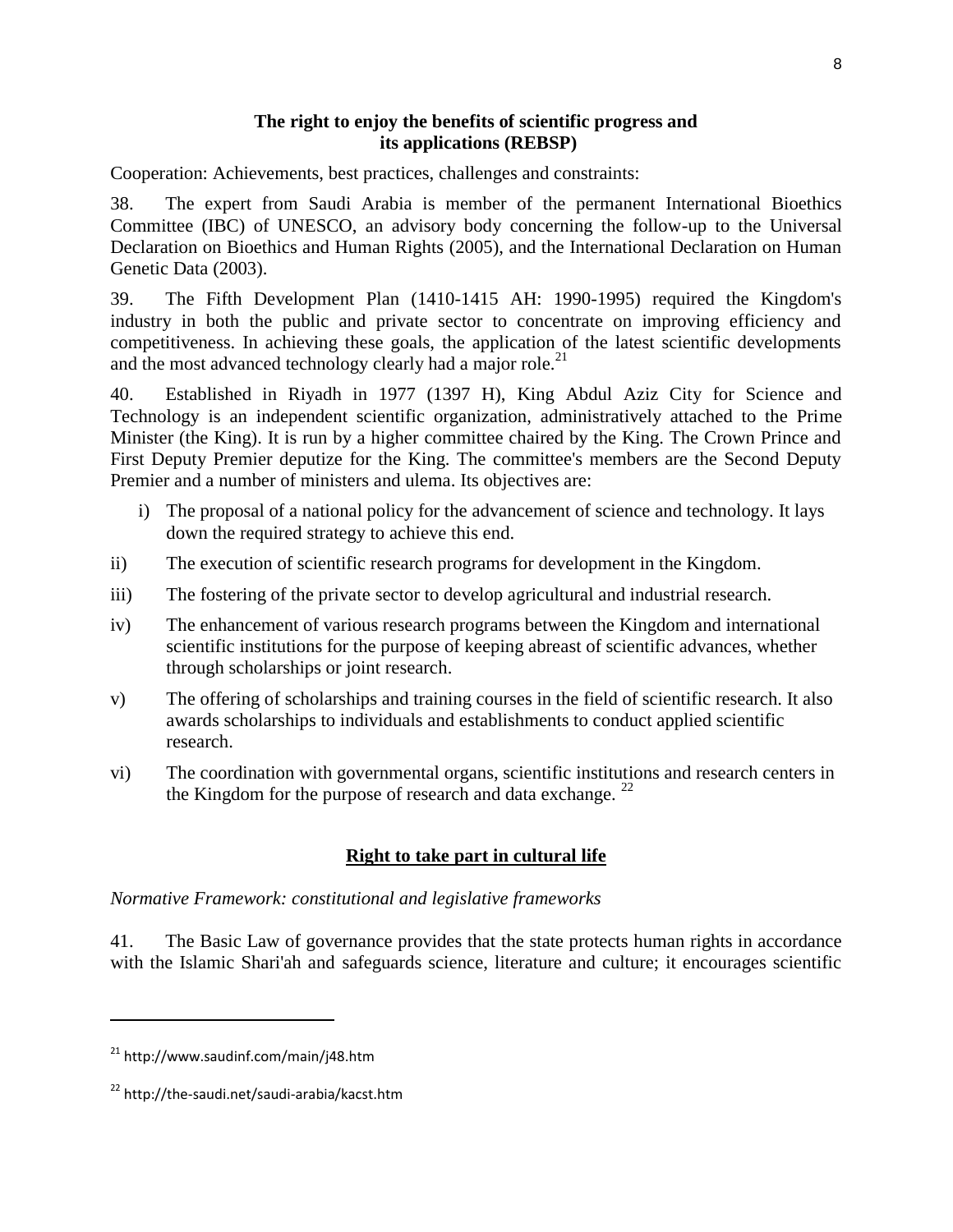**The right to enjoy the benefits of scientific progress and its applications (REBSP)**

Cooperation: Achievements, best practices, challenges and constraints:

38. The expert from Saudi Arabia is member of the permanent International Bioethics Committee (IBC) of UNESCO, an advisory body concerning the follow-up to the Universal Declaration on Bioethics and Human Rights (2005), and the International Declaration on Human Genetic Data (2003).

39. The Fifth Development Plan (1410-1415 AH: 1990-1995) required the Kingdom's industry in both the public and private sector to concentrate on improving efficiency and competitiveness. In achieving these goals, the application of the latest scientific developments and the most advanced technology clearly had a major role.[21]

40. Established in Riyadh in 1977 (1397 H), King Abdul Aziz City for Science and Technology is an independent scientific organization, administratively attached to the Prime Minister (the King). It is run by a higher committee chaired by the King. The Crown Prince and First Deputy Premier deputize for the King. The committee's members are the Second Deputy Premier and a number of ministers and ulema. Its objectives are:

i) The proposal of a national policy for the advancement of science and technology. It lays down the required strategy to achieve this end.

ii) The execution of scientific research programs for development in the Kingdom.

iii) The fostering of the private sector to develop agricultural and industrial research.

iv) The enhancement of various research programs between the Kingdom and international scientific institutions for the purpose of keeping abreast of scientific advances, whether through scholarships or joint research.

v) The offering of scholarships and training courses in the field of scientific research. It also awards scholarships to individuals and establishments to conduct applied scientific research.

vi) The coordination with governmental organs, scientific institutions and research centers in the Kingdom for the purpose of research and data exchange. [22]

**Right to take part in cultural life**

*Normative Framework: constitutional and legislative frameworks*

41. The Basic Law of governance provides that the state protects human rights in accordance with the Islamic Shari'ah and safeguards science, literature and culture; it encourages scientific

---

[21] http://www.saudinf.com/main/j48.htm

[22] http://the-saudi.net/saudi-arabia/kacst.htm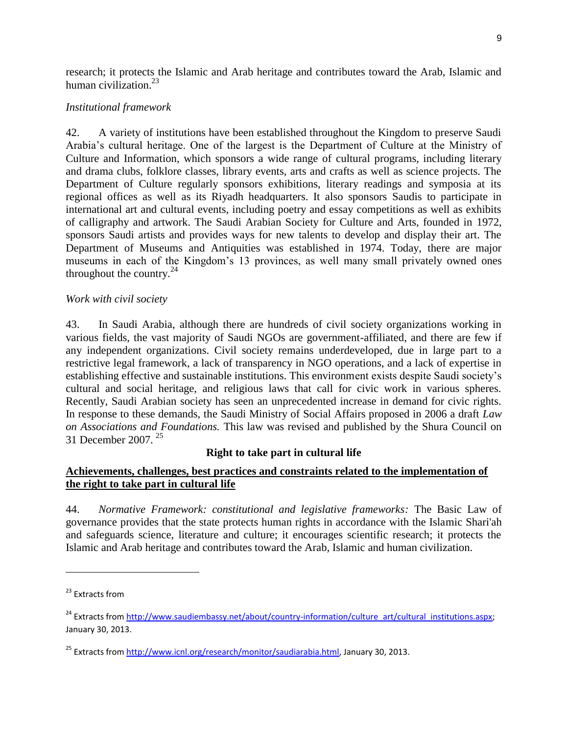research; it protects the Islamic and Arab heritage and contributes toward the Arab, Islamic and human civilization.[23]

*Institutional framework*

42. A variety of institutions have been established throughout the Kingdom to preserve Saudi Arabia's cultural heritage. One of the largest is the Department of Culture at the Ministry of Culture and Information, which sponsors a wide range of cultural programs, including literary and drama clubs, folklore classes, library events, arts and crafts as well as science projects. The Department of Culture regularly sponsors exhibitions, literary readings and symposia at its regional offices as well as its Riyadh headquarters. It also sponsors Saudis to participate in international art and cultural events, including poetry and essay competitions as well as exhibits of calligraphy and artwork. The Saudi Arabian Society for Culture and Arts, founded in 1972, sponsors Saudi artists and provides ways for new talents to develop and display their art. The Department of Museums and Antiquities was established in 1974. Today, there are major museums in each of the Kingdom's 13 provinces, as well many small privately owned ones throughout the country.[24]

*Work with civil society*

43. In Saudi Arabia, although there are hundreds of civil society organizations working in various fields, the vast majority of Saudi NGOs are government-affiliated, and there are few if any independent organizations. Civil society remains underdeveloped, due in large part to a restrictive legal framework, a lack of transparency in NGO operations, and a lack of expertise in establishing effective and sustainable institutions. This environment exists despite Saudi society's cultural and social heritage, and religious laws that call for civic work in various spheres. Recently, Saudi Arabian society has seen an unprecedented increase in demand for civic rights. In response to these demands, the Saudi Ministry of Social Affairs proposed in 2006 a draft *Law on Associations and Foundations.* This law was revised and published by the Shura Council on 31 December 2007.[25]

## Right to take part in cultural life

### Achievements, challenges, best practices and constraints related to the implementation of the right to take part in cultural life

44. *Normative Framework: constitutional and legislative frameworks:* The Basic Law of governance provides that the state protects human rights in accordance with the Islamic Shari'ah and safeguards science, literature and culture; it encourages scientific research; it protects the Islamic and Arab heritage and contributes toward the Arab, Islamic and human civilization.

---

[23] Extracts from

[24] Extracts from http://www.saudiembassy.net/about/country-information/culture_art/cultural_institutions.aspx; January 30, 2013.

[25] Extracts from http://www.icnl.org/research/monitor/saudiarabia.html, January 30, 2013.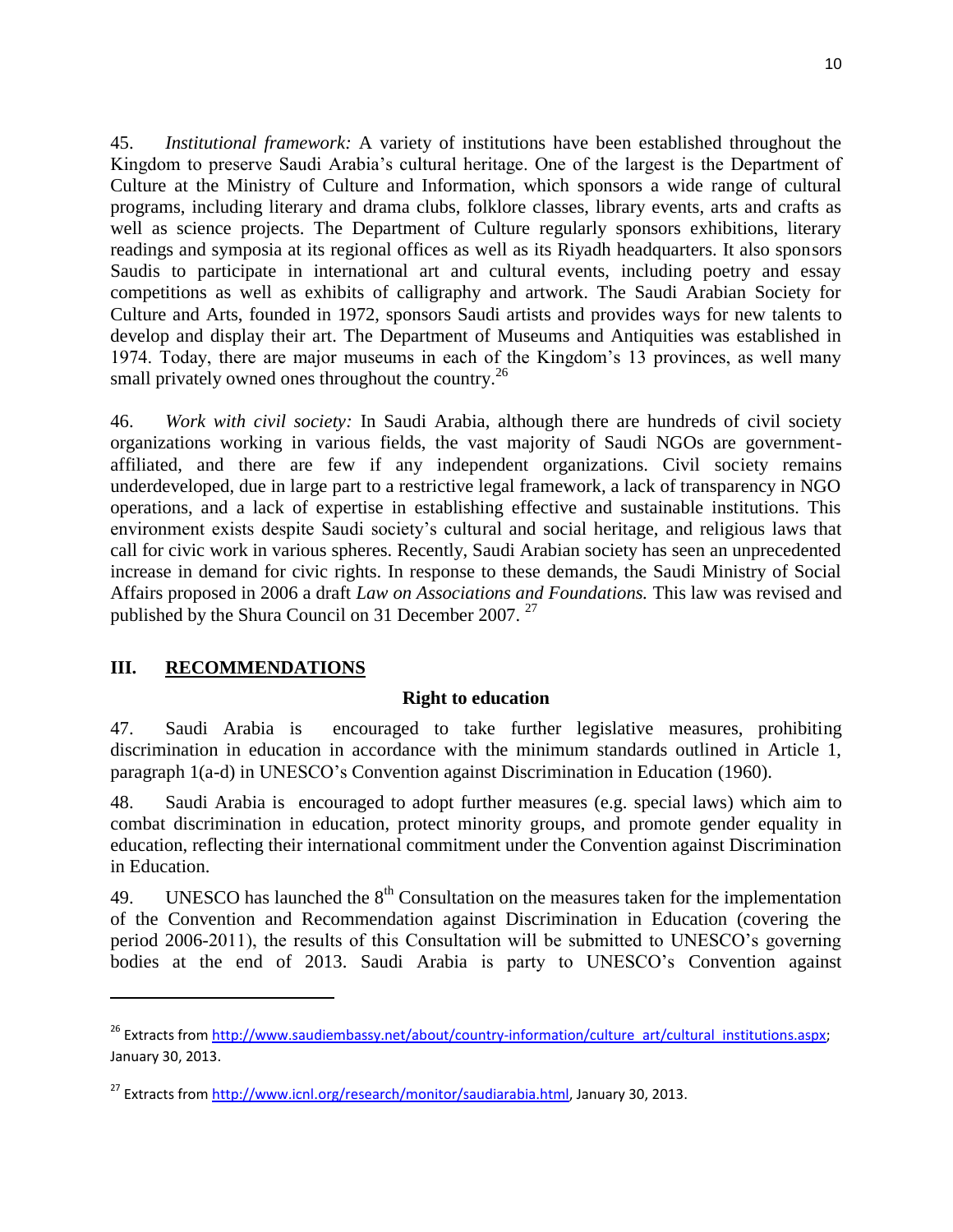45. *Institutional framework:* A variety of institutions have been established throughout the Kingdom to preserve Saudi Arabia's cultural heritage. One of the largest is the Department of Culture at the Ministry of Culture and Information, which sponsors a wide range of cultural programs, including literary and drama clubs, folklore classes, library events, arts and crafts as well as science projects. The Department of Culture regularly sponsors exhibitions, literary readings and symposia at its regional offices as well as its Riyadh headquarters. It also sponsors Saudis to participate in international art and cultural events, including poetry and essay competitions as well as exhibits of calligraphy and artwork. The Saudi Arabian Society for Culture and Arts, founded in 1972, sponsors Saudi artists and provides ways for new talents to develop and display their art. The Department of Museums and Antiquities was established in 1974. Today, there are major museums in each of the Kingdom's 13 provinces, as well many small privately owned ones throughout the country.[26]

46. *Work with civil society:* In Saudi Arabia, although there are hundreds of civil society organizations working in various fields, the vast majority of Saudi NGOs are government-affiliated, and there are few if any independent organizations. Civil society remains underdeveloped, due in large part to a restrictive legal framework, a lack of transparency in NGO operations, and a lack of expertise in establishing effective and sustainable institutions. This environment exists despite Saudi society's cultural and social heritage, and religious laws that call for civic work in various spheres. Recently, Saudi Arabian society has seen an unprecedented increase in demand for civic rights. In response to these demands, the Saudi Ministry of Social Affairs proposed in 2006 a draft *Law on Associations and Foundations.* This law was revised and published by the Shura Council on 31 December 2007. [27]

## III. RECOMMENDATIONS

### Right to education

47. Saudi Arabia is encouraged to take further legislative measures, prohibiting discrimination in education in accordance with the minimum standards outlined in Article 1, paragraph 1(a-d) in UNESCO's Convention against Discrimination in Education (1960).

48. Saudi Arabia is encouraged to adopt further measures (e.g. special laws) which aim to combat discrimination in education, protect minority groups, and promote gender equality in education, reflecting their international commitment under the Convention against Discrimination in Education.

49. UNESCO has launched the 8th Consultation on the measures taken for the implementation of the Convention and Recommendation against Discrimination in Education (covering the period 2006-2011), the results of this Consultation will be submitted to UNESCO's governing bodies at the end of 2013. Saudi Arabia is party to UNESCO's Convention against

---

[26] Extracts from http://www.saudiembassy.net/about/country-information/culture_art/cultural_institutions.aspx; January 30, 2013.

[27] Extracts from http://www.icnl.org/research/monitor/saudiarabia.html, January 30, 2013.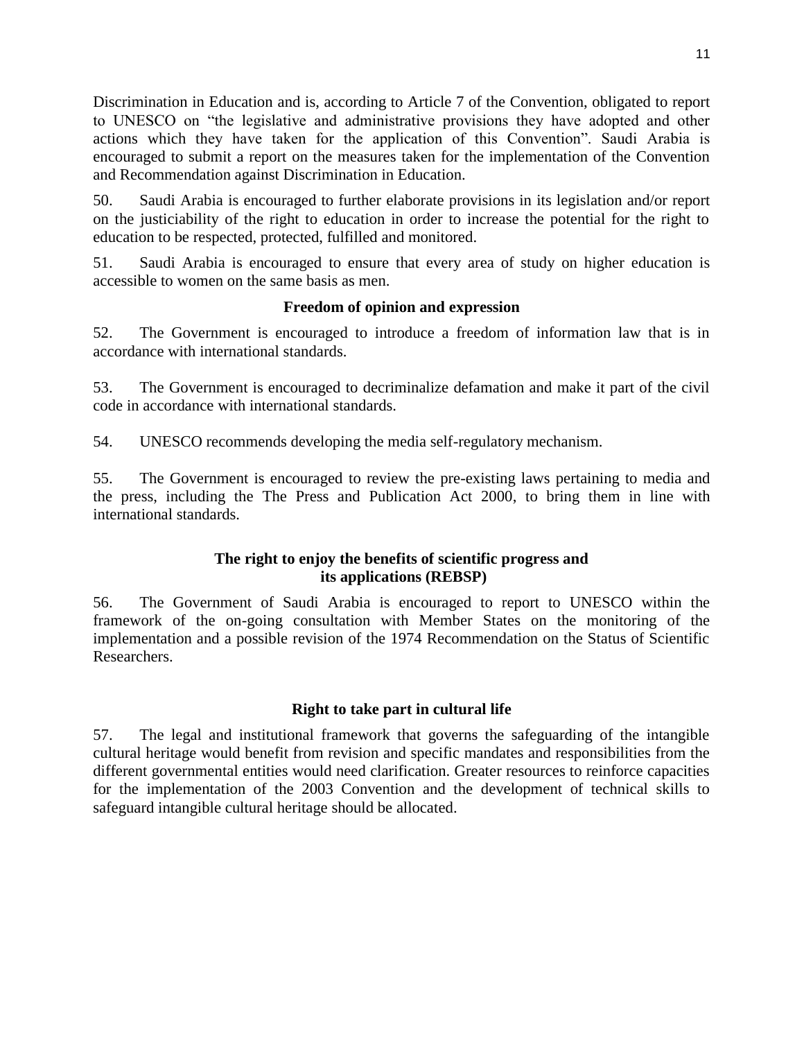Discrimination in Education and is, according to Article 7 of the Convention, obligated to report to UNESCO on "the legislative and administrative provisions they have adopted and other actions which they have taken for the application of this Convention". Saudi Arabia is encouraged to submit a report on the measures taken for the implementation of the Convention and Recommendation against Discrimination in Education.

50. Saudi Arabia is encouraged to further elaborate provisions in its legislation and/or report on the justiciability of the right to education in order to increase the potential for the right to education to be respected, protected, fulfilled and monitored.

51. Saudi Arabia is encouraged to ensure that every area of study on higher education is accessible to women on the same basis as men.

### Freedom of opinion and expression

52. The Government is encouraged to introduce a freedom of information law that is in accordance with international standards.

53. The Government is encouraged to decriminalize defamation and make it part of the civil code in accordance with international standards.

54. UNESCO recommends developing the media self-regulatory mechanism.

55. The Government is encouraged to review the pre-existing laws pertaining to media and the press, including the The Press and Publication Act 2000, to bring them in line with international standards.

### The right to enjoy the benefits of scientific progress and its applications (REBSP)

56. The Government of Saudi Arabia is encouraged to report to UNESCO within the framework of the on-going consultation with Member States on the monitoring of the implementation and a possible revision of the 1974 Recommendation on the Status of Scientific Researchers.

### Right to take part in cultural life

57. The legal and institutional framework that governs the safeguarding of the intangible cultural heritage would benefit from revision and specific mandates and responsibilities from the different governmental entities would need clarification. Greater resources to reinforce capacities for the implementation of the 2003 Convention and the development of technical skills to safeguard intangible cultural heritage should be allocated.